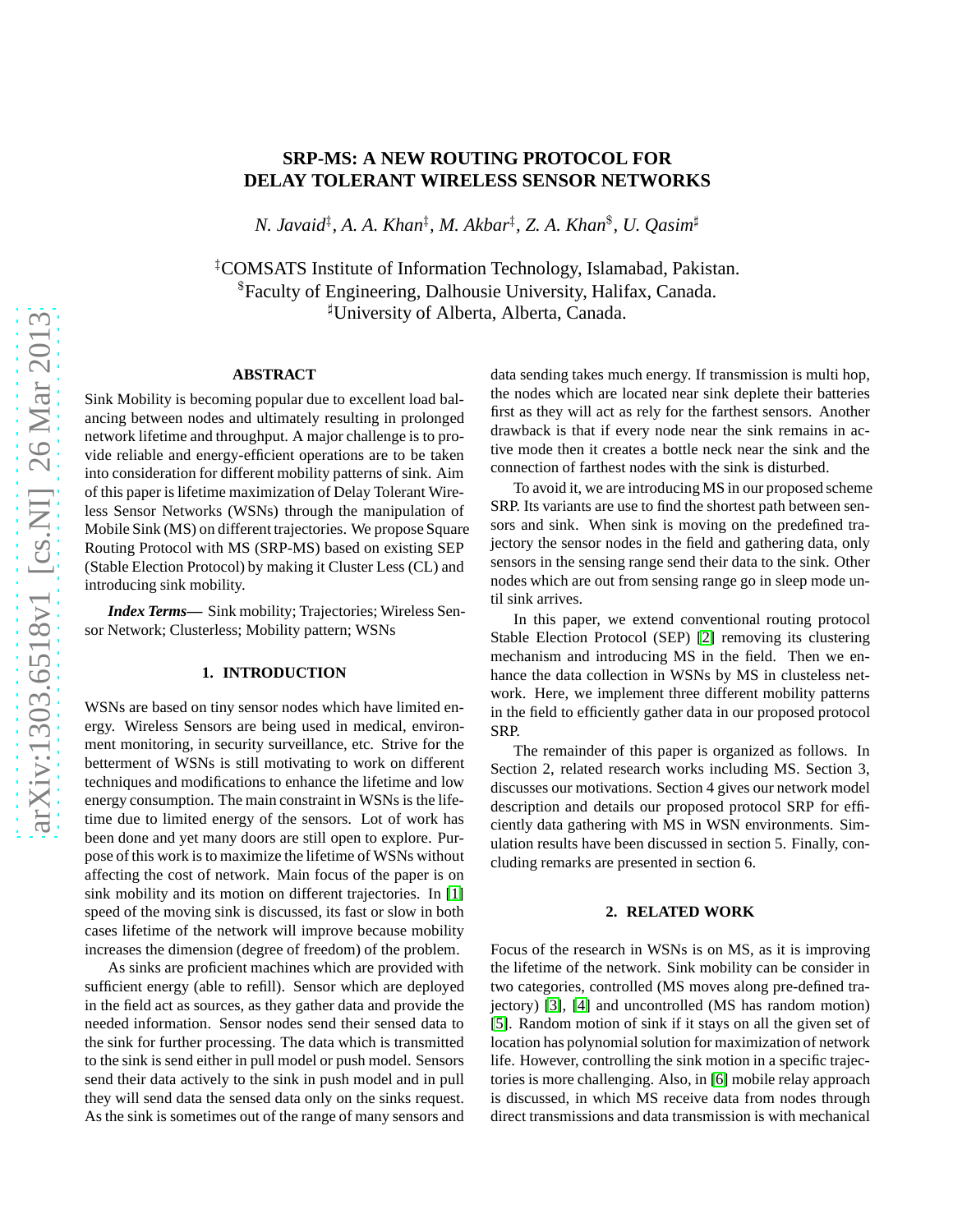# SRP-MS: A NEW ROUTING PROTOCOL FOR DELAY TOLERANT WIRELESS SENSOR NETWORKS

*N. Javaid*[‡], *A. A. Khan*[‡], *M. Akbar*[‡], *Z. A. Khan*[$], *U. Qasim*[♯]

[‡]COMSATS Institute of Information Technology, Islamabad, Pakistan.
[$]Faculty of Engineering, Dalhousie University, Halifax, Canada.
[♯]University of Alberta, Alberta, Canada.

## ABSTRACT

Sink Mobility is becoming popular due to excellent load balancing between nodes and ultimately resulting in prolonged network lifetime and throughput. A major challenge is to provide reliable and energy-efficient operations are to be taken into consideration for different mobility patterns of sink. Aim of this paper is lifetime maximization of Delay Tolerant Wireless Sensor Networks (WSNs) through the manipulation of Mobile Sink (MS) on different trajectories. We propose Square Routing Protocol with MS (SRP-MS) based on existing SEP (Stable Election Protocol) by making it Cluster Less (CL) and introducing sink mobility.

***Index Terms*—** Sink mobility; Trajectories; Wireless Sensor Network; Clusterless; Mobility pattern; WSNs

## 1. INTRODUCTION

WSNs are based on tiny sensor nodes which have limited energy. Wireless Sensors are being used in medical, environment monitoring, in security surveillance, etc. Strive for the betterment of WSNs is still motivating to work on different techniques and modifications to enhance the lifetime and low energy consumption. The main constraint in WSNs is the lifetime due to limited energy of the sensors. Lot of work has been done and yet many doors are still open to explore. Purpose of this work is to maximize the lifetime of WSNs without affecting the cost of network. Main focus of the paper is on sink mobility and its motion on different trajectories. In [1] speed of the moving sink is discussed, its fast or slow in both cases lifetime of the network will improve because mobility increases the dimension (degree of freedom) of the problem.

As sinks are proficient machines which are provided with sufficient energy (able to refill). Sensor which are deployed in the field act as sources, as they gather data and provide the needed information. Sensor nodes send their sensed data to the sink for further processing. The data which is transmitted to the sink is send either in pull model or push model. Sensors send their data actively to the sink in push model and in pull they will send data the sensed data only on the sinks request. As the sink is sometimes out of the range of many sensors and data sending takes much energy. If transmission is multi hop, the nodes which are located near sink deplete their batteries first as they will act as rely for the farthest sensors. Another drawback is that if every node near the sink remains in active mode then it creates a bottle neck near the sink and the connection of farthest nodes with the sink is disturbed.

To avoid it, we are introducing MS in our proposed scheme SRP. Its variants are use to find the shortest path between sensors and sink. When sink is moving on the predefined trajectory the sensor nodes in the field and gathering data, only sensors in the sensing range send their data to the sink. Other nodes which are out from sensing range go in sleep mode until sink arrives.

In this paper, we extend conventional routing protocol Stable Election Protocol (SEP) [2] removing its clustering mechanism and introducing MS in the field. Then we enhance the data collection in WSNs by MS in clusteless network. Here, we implement three different mobility patterns in the field to efficiently gather data in our proposed protocol SRP.

The remainder of this paper is organized as follows. In Section 2, related research works including MS. Section 3, discusses our motivations. Section 4 gives our network model description and details our proposed protocol SRP for efficiently data gathering with MS in WSN environments. Simulation results have been discussed in section 5. Finally, concluding remarks are presented in section 6.

## 2. RELATED WORK

Focus of the research in WSNs is on MS, as it is improving the lifetime of the network. Sink mobility can be consider in two categories, controlled (MS moves along pre-defined trajectory) [3], [4] and uncontrolled (MS has random motion) [5]. Random motion of sink if it stays on all the given set of location has polynomial solution for maximization of network life. However, controlling the sink motion in a specific trajectories is more challenging. Also, in [6] mobile relay approach is discussed, in which MS receive data from nodes through direct transmissions and data transmission is with mechanical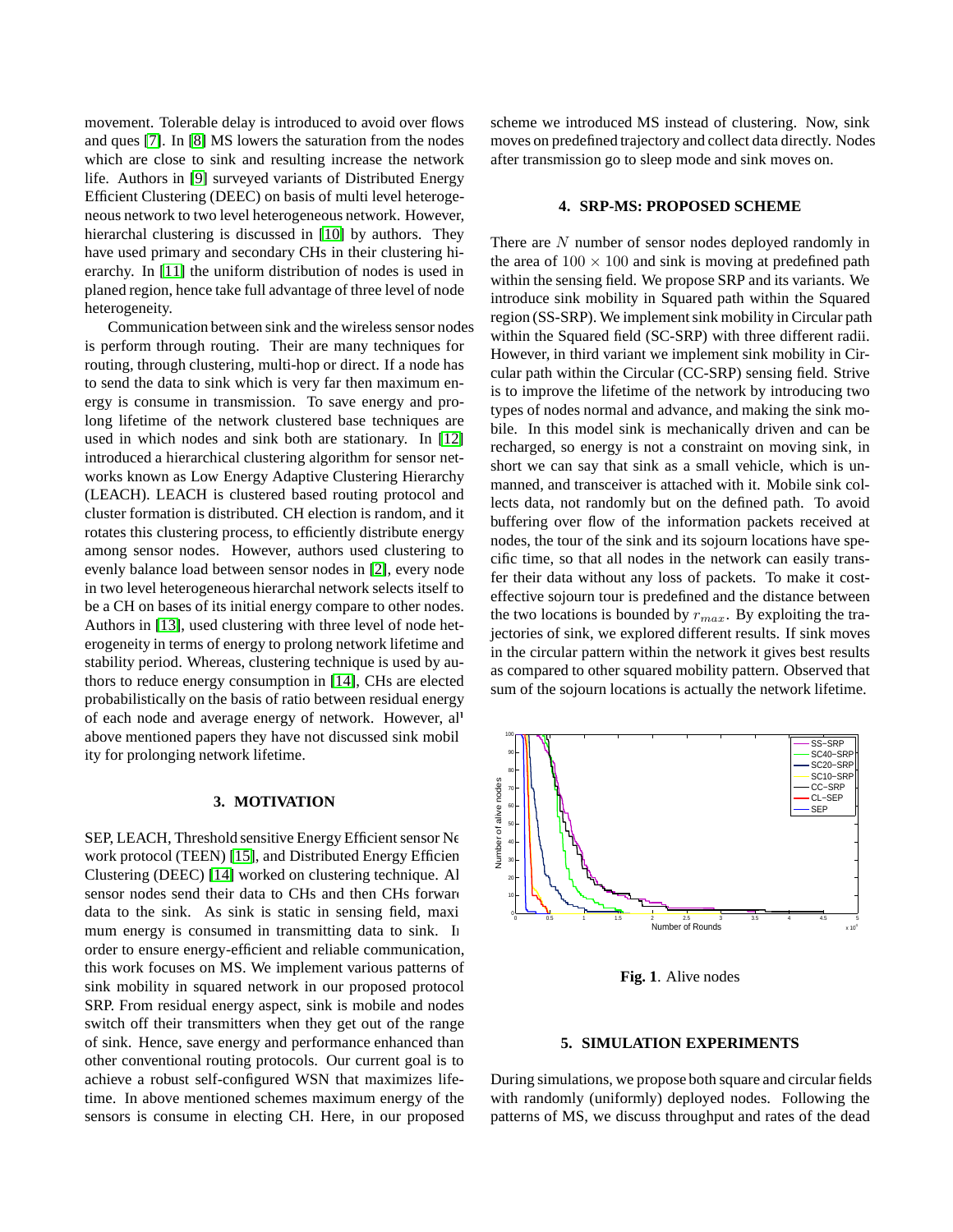movement. Tolerable delay is introduced to avoid over flows and ques [7]. In [8] MS lowers the saturation from the nodes which are close to sink and resulting increase the network life. Authors in [9] surveyed variants of Distributed Energy Efficient Clustering (DEEC) on basis of multi level heterogeneous network to two level heterogeneous network. However, hierarchal clustering is discussed in [10] by authors. They have used primary and secondary CHs in their clustering hierarchy. In [11] the uniform distribution of nodes is used in planed region, hence take full advantage of three level of node heterogeneity.

Communication between sink and the wireless sensor nodes is perform through routing. Their are many techniques for routing, through clustering, multi-hop or direct. If a node has to send the data to sink which is very far then maximum energy is consume in transmission. To save energy and prolong lifetime of the network clustered base techniques are used in which nodes and sink both are stationary. In [12] introduced a hierarchical clustering algorithm for sensor networks known as Low Energy Adaptive Clustering Hierarchy (LEACH). LEACH is clustered based routing protocol and cluster formation is distributed. CH election is random, and it rotates this clustering process, to efficiently distribute energy among sensor nodes. However, authors used clustering to evenly balance load between sensor nodes in [2], every node in two level heterogeneous hierarchal network selects itself to be a CH on bases of its initial energy compare to other nodes. Authors in [13], used clustering with three level of node heterogeneity in terms of energy to prolong network lifetime and stability period. Whereas, clustering technique is used by authors to reduce energy consumption in [14], CHs are elected probabilistically on the basis of ratio between residual energy of each node and average energy of network. However, all above mentioned papers they have not discussed sink mobility for prolonging network lifetime.

## 3. MOTIVATION

SEP, LEACH, Threshold sensitive Energy Efficient sensor Network protocol (TEEN) [15], and Distributed Energy Efficient Clustering (DEEC) [14] worked on clustering technique. All sensor nodes send their data to CHs and then CHs forward data to the sink. As sink is static in sensing field, maximum energy is consumed in transmitting data to sink. In order to ensure energy-efficient and reliable communication, this work focuses on MS. We implement various patterns of sink mobility in squared network in our proposed protocol SRP. From residual energy aspect, sink is mobile and nodes switch off their transmitters when they get out of the range of sink. Hence, save energy and performance enhanced than other conventional routing protocols. Our current goal is to achieve a robust self-configured WSN that maximizes lifetime. In above mentioned schemes maximum energy of the sensors is consume in electing CH. Here, in our proposed scheme we introduced MS instead of clustering. Now, sink moves on predefined trajectory and collect data directly. Nodes after transmission go to sleep mode and sink moves on.

## 4. SRP-MS: PROPOSED SCHEME

There are $N$ number of sensor nodes deployed randomly in the area of $100 \times 100$ and sink is moving at predefined path within the sensing field. We propose SRP and its variants. We introduce sink mobility in Squared path within the Squared region (SS-SRP). We implement sink mobility in Circular path within the Squared field (SC-SRP) with three different radii. However, in third variant we implement sink mobility in Circular path within the Circular (CC-SRP) sensing field. Strive is to improve the lifetime of the network by introducing two types of nodes normal and advance, and making the sink mobile. In this model sink is mechanically driven and can be recharged, so energy is not a constraint on moving sink, in short we can say that sink as a small vehicle, which is unmanned, and transceiver is attached with it. Mobile sink collects data, not randomly but on the defined path. To avoid buffering over flow of the information packets received at nodes, the tour of the sink and its sojourn locations have specific time, so that all nodes in the network can easily transfer their data without any loss of packets. To make it cost-effective sojourn tour is predefined and the distance between the two locations is bounded by $r_{max}$. By exploiting the trajectories of sink, we explored different results. If sink moves in the circular pattern within the network it gives best results as compared to other squared mobility pattern. Observed that sum of the sojourn locations is actually the network lifetime.

SS−SRP
SC40−SRP
SC20−SRP
SC10−SRP
CC−SRP
CL−SEP
SEP

Number of alive nodes

Number of Rounds

0 0.5 1 1.5 2 2.5 3 3.5 4 4.5 5

x 10^4

0 10 20 30 40 50 60 70 80 90 100

**Fig. 1**. Alive nodes

## 5. SIMULATION EXPERIMENTS

During simulations, we propose both square and circular fields with randomly (uniformly) deployed nodes. Following the patterns of MS, we discuss throughput and rates of the dead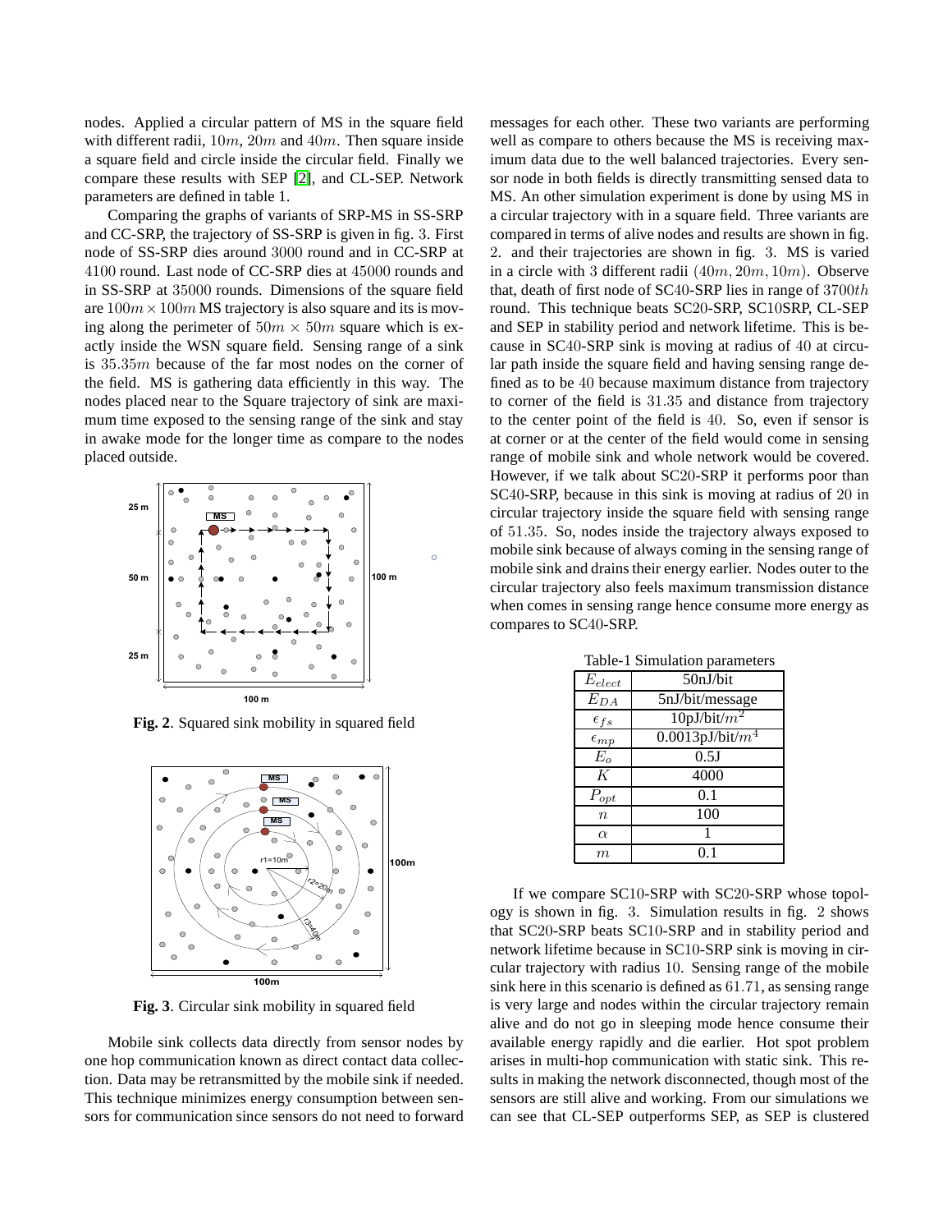nodes. Applied a circular pattern of MS in the square field with different radii, $10m$, $20m$ and $40m$. Then square inside a square field and circle inside the circular field. Finally we compare these results with SEP [2], and CL-SEP. Network parameters are defined in table 1.

Comparing the graphs of variants of SRP-MS in SS-SRP and CC-SRP, the trajectory of SS-SRP is given in fig. 3. First node of SS-SRP dies around 3000 round and in CC-SRP at 4100 round. Last node of CC-SRP dies at 45000 rounds and in SS-SRP at 35000 rounds. Dimensions of the square field are $100m \times 100m$ MS trajectory is also square and its is moving along the perimeter of $50m \times 50m$ square which is exactly inside the WSN square field. Sensing range of a sink is $35.35m$ because of the far most nodes on the corner of the field. MS is gathering data efficiently in this way. The nodes placed near to the Square trajectory of sink are maximum time exposed to the sensing range of the sink and stay in awake mode for the longer time as compare to the nodes placed outside.

**Fig. 2**. Squared sink mobility in squared field

**Fig. 3**. Circular sink mobility in squared field

Mobile sink collects data directly from sensor nodes by one hop communication known as direct contact data collection. Data may be retransmitted by the mobile sink if needed. This technique minimizes energy consumption between sensors for communication since sensors do not need to forward messages for each other. These two variants are performing well as compare to others because the MS is receiving maximum data due to the well balanced trajectories. Every sensor node in both fields is directly transmitting sensed data to MS. An other simulation experiment is done by using MS in a circular trajectory with in a square field. Three variants are compared in terms of alive nodes and results are shown in fig. 2. and their trajectories are shown in fig. 3. MS is varied in a circle with 3 different radii $(40m, 20m, 10m)$. Observe that, death of first node of SC40-SRP lies in range of $3700th$ round. This technique beats SC20-SRP, SC10SRP, CL-SEP and SEP in stability period and network lifetime. This is because in SC40-SRP sink is moving at radius of 40 at circular path inside the square field and having sensing range defined as to be 40 because maximum distance from trajectory to corner of the field is 31.35 and distance from trajectory to the center point of the field is 40. So, even if sensor is at corner or at the center of the field would come in sensing range of mobile sink and whole network would be covered. However, if we talk about SC20-SRP it performs poor than SC40-SRP, because in this sink is moving at radius of 20 in circular trajectory inside the square field with sensing range of 51.35. So, nodes inside the trajectory always exposed to mobile sink because of always coming in the sensing range of mobile sink and drains their energy earlier. Nodes outer to the circular trajectory also feels maximum transmission distance when comes in sensing range hence consume more energy as compares to SC40-SRP.

Table-1 Simulation parameters

| | |
|---|---|
| $E_{elect}$ | 50nJ/bit |
| $E_{DA}$ | 5nJ/bit/message |
| $\epsilon_{fs}$ | 10pJ/bit/$m^2$ |
| $\epsilon_{mp}$ | 0.0013pJ/bit/$m^4$ |
| $E_o$ | 0.5J |
| $K$ | 4000 |
| $P_{opt}$ | 0.1 |
| $n$ | 100 |
| $\alpha$ | 1 |
| $m$ | 0.1 |

If we compare SC10-SRP with SC20-SRP whose topology is shown in fig. 3. Simulation results in fig. 2 shows that SC20-SRP beats SC10-SRP and in stability period and network lifetime because in SC10-SRP sink is moving in circular trajectory with radius 10. Sensing range of the mobile sink here in this scenario is defined as 61.71, as sensing range is very large and nodes within the circular trajectory remain alive and do not go in sleeping mode hence consume their available energy rapidly and die earlier. Hot spot problem arises in multi-hop communication with static sink. This results in making the network disconnected, though most of the sensors are still alive and working. From our simulations we can see that CL-SEP outperforms SEP, as SEP is clustered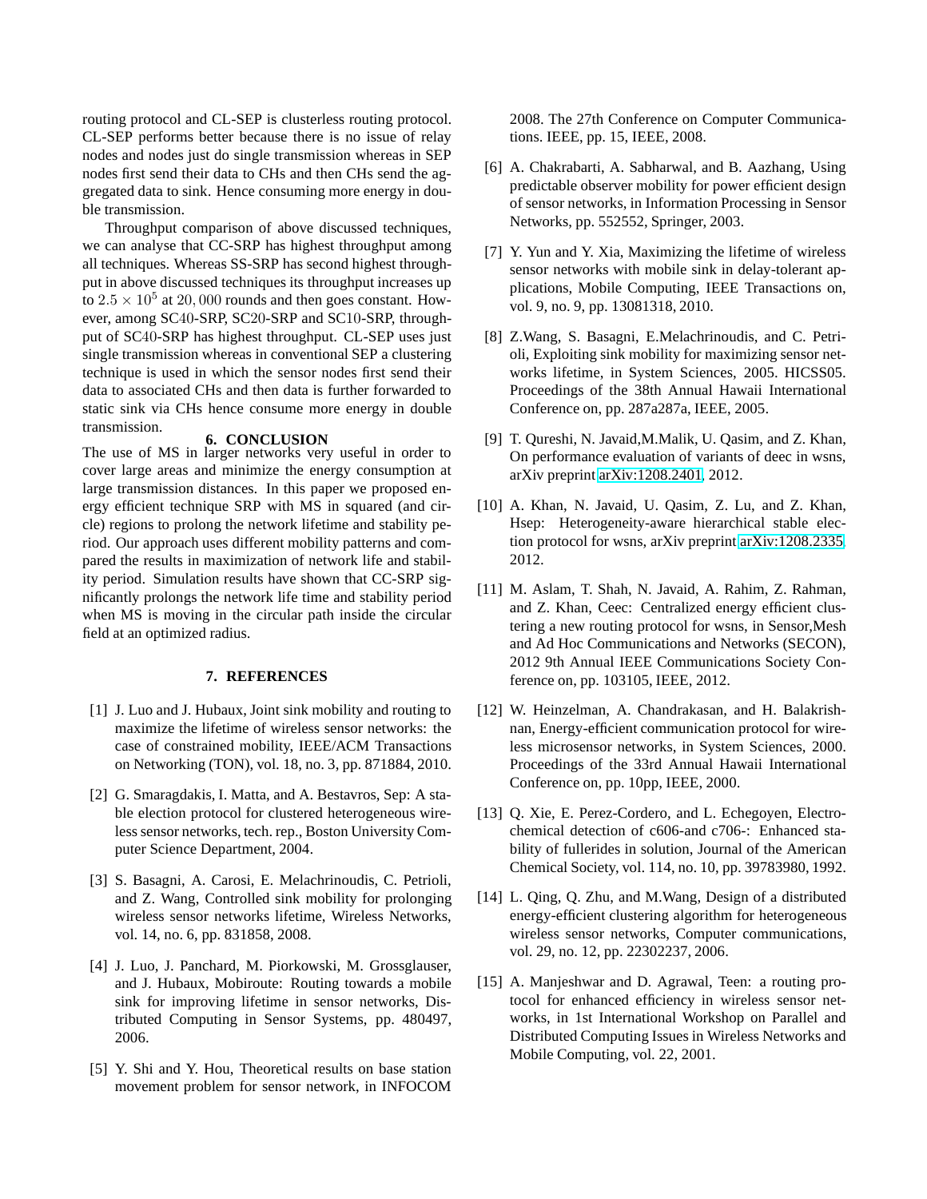routing protocol and CL-SEP is clusterless routing protocol. CL-SEP performs better because there is no issue of relay nodes and nodes just do single transmission whereas in SEP nodes first send their data to CHs and then CHs send the aggregated data to sink. Hence consuming more energy in double transmission.

Throughput comparison of above discussed techniques, we can analyse that CC-SRP has highest throughput among all techniques. Whereas SS-SRP has second highest throughput in above discussed techniques its throughput increases up to $2.5 \times 10^5$ at $20,000$ rounds and then goes constant. However, among SC$40$-SRP, SC$20$-SRP and SC$10$-SRP, throughput of SC$40$-SRP has highest throughput. CL-SEP uses just single transmission whereas in conventional SEP a clustering technique is used in which the sensor nodes first send their data to associated CHs and then data is further forwarded to static sink via CHs hence consume more energy in double transmission.

## 6. CONCLUSION

The use of MS in larger networks very useful in order to cover large areas and minimize the energy consumption at large transmission distances. In this paper we proposed energy efficient technique SRP with MS in squared (and circle) regions to prolong the network lifetime and stability period. Our approach uses different mobility patterns and compared the results in maximization of network life and stability period. Simulation results have shown that CC-SRP significantly prolongs the network life time and stability period when MS is moving in the circular path inside the circular field at an optimized radius.

## 7. REFERENCES

[1] J. Luo and J. Hubaux, Joint sink mobility and routing to maximize the lifetime of wireless sensor networks: the case of constrained mobility, IEEE/ACM Transactions on Networking (TON), vol. 18, no. 3, pp. 871884, 2010.

[2] G. Smaragdakis, I. Matta, and A. Bestavros, Sep: A stable election protocol for clustered heterogeneous wireless sensor networks, tech. rep., Boston University Computer Science Department, 2004.

[3] S. Basagni, A. Carosi, E. Melachrinoudis, C. Petrioli, and Z. Wang, Controlled sink mobility for prolonging wireless sensor networks lifetime, Wireless Networks, vol. 14, no. 6, pp. 831858, 2008.

[4] J. Luo, J. Panchard, M. Piorkowski, M. Grossglauser, and J. Hubaux, Mobiroute: Routing towards a mobile sink for improving lifetime in sensor networks, Distributed Computing in Sensor Systems, pp. 480497, 2006.

[5] Y. Shi and Y. Hou, Theoretical results on base station movement problem for sensor network, in INFOCOM 2008. The 27th Conference on Computer Communications. IEEE, pp. 15, IEEE, 2008.

[6] A. Chakrabarti, A. Sabharwal, and B. Aazhang, Using predictable observer mobility for power efficient design of sensor networks, in Information Processing in Sensor Networks, pp. 552552, Springer, 2003.

[7] Y. Yun and Y. Xia, Maximizing the lifetime of wireless sensor networks with mobile sink in delay-tolerant applications, Mobile Computing, IEEE Transactions on, vol. 9, no. 9, pp. 13081318, 2010.

[8] Z.Wang, S. Basagni, E.Melachrinoudis, and C. Petrioli, Exploiting sink mobility for maximizing sensor networks lifetime, in System Sciences, 2005. HICSS05. Proceedings of the 38th Annual Hawaii International Conference on, pp. 287a287a, IEEE, 2005.

[9] T. Qureshi, N. Javaid,M.Malik, U. Qasim, and Z. Khan, On performance evaluation of variants of deec in wsns, arXiv preprint arXiv:1208.2401, 2012.

[10] A. Khan, N. Javaid, U. Qasim, Z. Lu, and Z. Khan, Hsep: Heterogeneity-aware hierarchical stable election protocol for wsns, arXiv preprint arXiv:1208.2335, 2012.

[11] M. Aslam, T. Shah, N. Javaid, A. Rahim, Z. Rahman, and Z. Khan, Ceec: Centralized energy efficient clustering a new routing protocol for wsns, in Sensor,Mesh and Ad Hoc Communications and Networks (SECON), 2012 9th Annual IEEE Communications Society Conference on, pp. 103105, IEEE, 2012.

[12] W. Heinzelman, A. Chandrakasan, and H. Balakrishnan, Energy-efficient communication protocol for wireless microsensor networks, in System Sciences, 2000. Proceedings of the 33rd Annual Hawaii International Conference on, pp. 10pp, IEEE, 2000.

[13] Q. Xie, E. Perez-Cordero, and L. Echegoyen, Electrochemical detection of c606-and c706-: Enhanced stability of fullerides in solution, Journal of the American Chemical Society, vol. 114, no. 10, pp. 39783980, 1992.

[14] L. Qing, Q. Zhu, and M.Wang, Design of a distributed energy-efficient clustering algorithm for heterogeneous wireless sensor networks, Computer communications, vol. 29, no. 12, pp. 22302237, 2006.

[15] A. Manjeshwar and D. Agrawal, Teen: a routing protocol for enhanced efficiency in wireless sensor networks, in 1st International Workshop on Parallel and Distributed Computing Issues in Wireless Networks and Mobile Computing, vol. 22, 2001.